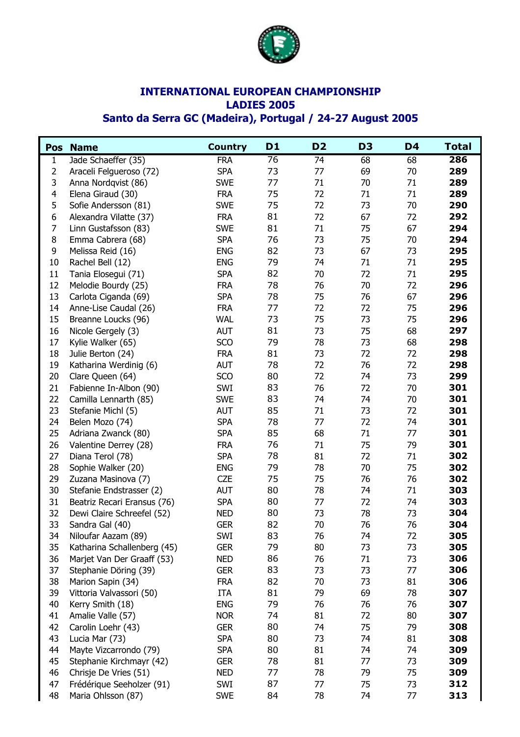# INTERNATIONAL EUROPEAN CHAMPIONSHIP
# LADIES 2005
## Santo da Serra GC (Madeira), Portugal / 24-27 August 2005

| Pos | Name | Country | D1 | D2 | D3 | D4 | Total |
|---|---|---|---|---|---|---|---|
| 1 | Jade Schaeffer (35) | FRA | 76 | 74 | 68 | 68 | **286** |
| 2 | Araceli Felgueroso (72) | SPA | 73 | 77 | 69 | 70 | **289** |
| 3 | Anna Nordqvist (86) | SWE | 77 | 71 | 70 | 71 | **289** |
| 4 | Elena Giraud (30) | FRA | 75 | 72 | 71 | 71 | **289** |
| 5 | Sofie Andersson (81) | SWE | 75 | 72 | 73 | 70 | **290** |
| 6 | Alexandra Vilatte (37) | FRA | 81 | 72 | 67 | 72 | **292** |
| 7 | Linn Gustafsson (83) | SWE | 81 | 71 | 75 | 67 | **294** |
| 8 | Emma Cabrera (68) | SPA | 76 | 73 | 75 | 70 | **294** |
| 9 | Melissa Reid (16) | ENG | 82 | 73 | 67 | 73 | **295** |
| 10 | Rachel Bell (12) | ENG | 79 | 74 | 71 | 71 | **295** |
| 11 | Tania Elosegui (71) | SPA | 82 | 70 | 72 | 71 | **295** |
| 12 | Melodie Bourdy (25) | FRA | 78 | 76 | 70 | 72 | **296** |
| 13 | Carlota Ciganda (69) | SPA | 78 | 75 | 76 | 67 | **296** |
| 14 | Anne-Lise Caudal (26) | FRA | 77 | 72 | 72 | 75 | **296** |
| 15 | Breanne Loucks (96) | WAL | 73 | 75 | 73 | 75 | **296** |
| 16 | Nicole Gergely (3) | AUT | 81 | 73 | 75 | 68 | **297** |
| 17 | Kylie Walker (65) | SCO | 79 | 78 | 73 | 68 | **298** |
| 18 | Julie Berton (24) | FRA | 81 | 73 | 72 | 72 | **298** |
| 19 | Katharina Werdinig (6) | AUT | 78 | 72 | 76 | 72 | **298** |
| 20 | Clare Queen (64) | SCO | 80 | 72 | 74 | 73 | **299** |
| 21 | Fabienne In-Albon (90) | SWI | 83 | 76 | 72 | 70 | **301** |
| 22 | Camilla Lennarth (85) | SWE | 83 | 74 | 74 | 70 | **301** |
| 23 | Stefanie Michl (5) | AUT | 85 | 71 | 73 | 72 | **301** |
| 24 | Belen Mozo (74) | SPA | 78 | 77 | 72 | 74 | **301** |
| 25 | Adriana Zwanck (80) | SPA | 85 | 68 | 71 | 77 | **301** |
| 26 | Valentine Derrey (28) | FRA | 76 | 71 | 75 | 79 | **301** |
| 27 | Diana Terol (78) | SPA | 78 | 81 | 72 | 71 | **302** |
| 28 | Sophie Walker (20) | ENG | 79 | 78 | 70 | 75 | **302** |
| 29 | Zuzana Masinova (7) | CZE | 75 | 75 | 76 | 76 | **302** |
| 30 | Stefanie Endstrasser (2) | AUT | 80 | 78 | 74 | 71 | **303** |
| 31 | Beatriz Recari Eransus (76) | SPA | 80 | 77 | 72 | 74 | **303** |
| 32 | Dewi Claire Schreefel (52) | NED | 80 | 73 | 78 | 73 | **304** |
| 33 | Sandra Gal (40) | GER | 82 | 70 | 76 | 76 | **304** |
| 34 | Niloufar Aazam (89) | SWI | 83 | 76 | 74 | 72 | **305** |
| 35 | Katharina Schallenberg (45) | GER | 79 | 80 | 73 | 73 | **305** |
| 36 | Marjet Van Der Graaff (53) | NED | 86 | 76 | 71 | 73 | **306** |
| 37 | Stephanie Döring (39) | GER | 83 | 73 | 73 | 77 | **306** |
| 38 | Marion Sapin (34) | FRA | 82 | 70 | 73 | 81 | **306** |
| 39 | Vittoria Valvassori (50) | ITA | 81 | 79 | 69 | 78 | **307** |
| 40 | Kerry Smith (18) | ENG | 79 | 76 | 76 | 76 | **307** |
| 41 | Amalie Valle (57) | NOR | 74 | 81 | 72 | 80 | **307** |
| 42 | Carolin Loehr (43) | GER | 80 | 74 | 75 | 79 | **308** |
| 43 | Lucia Mar (73) | SPA | 80 | 73 | 74 | 81 | **308** |
| 44 | Mayte Vizcarrondo (79) | SPA | 80 | 81 | 74 | 74 | **309** |
| 45 | Stephanie Kirchmayr (42) | GER | 78 | 81 | 77 | 73 | **309** |
| 46 | Chrisje De Vries (51) | NED | 77 | 78 | 79 | 75 | **309** |
| 47 | Frédérique Seeholzer (91) | SWI | 87 | 77 | 75 | 73 | **312** |
| 48 | Maria Ohlsson (87) | SWE | 84 | 78 | 74 | 77 | **313** |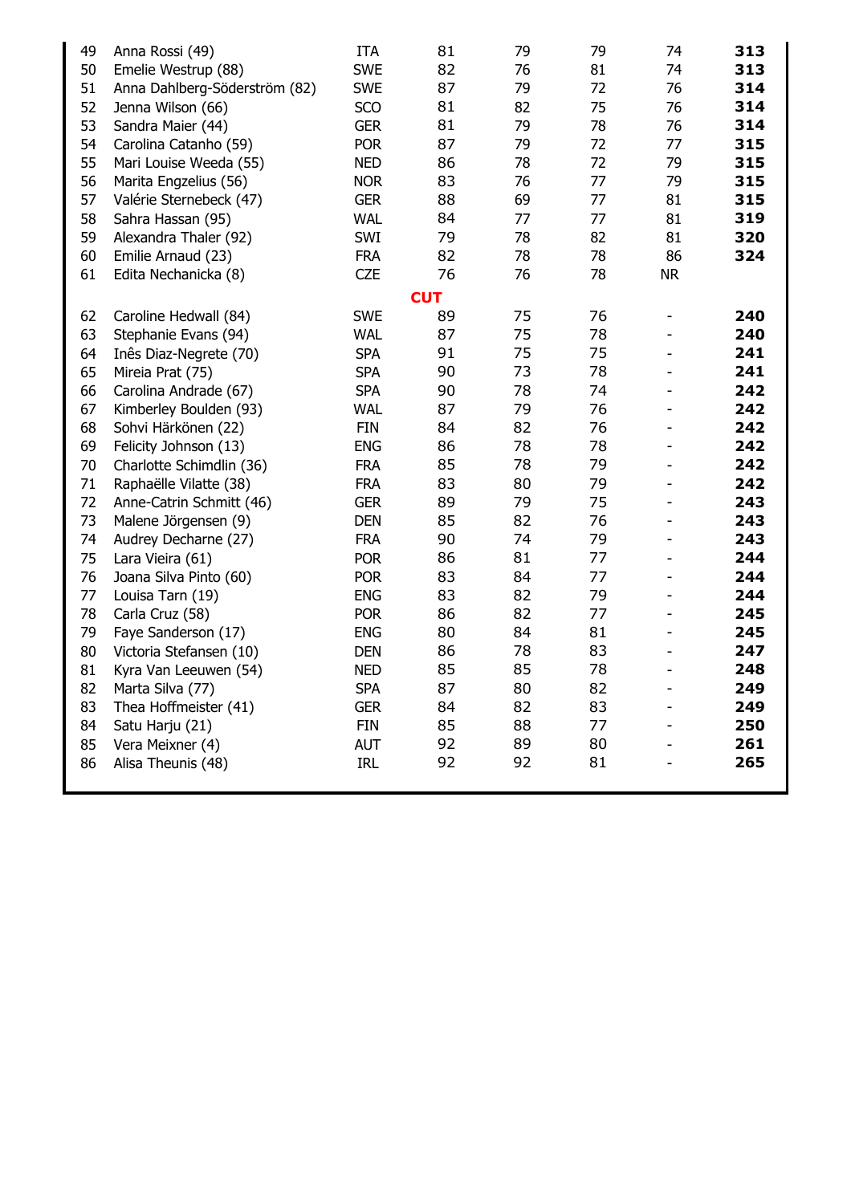| | | | | | | | |
|---|---|---|---|---|---|---|---|
| 49 | Anna Rossi (49) | ITA | 81 | 79 | 79 | 74 | **313** |
| 50 | Emelie Westrup (88) | SWE | 82 | 76 | 81 | 74 | **313** |
| 51 | Anna Dahlberg-Söderström (82) | SWE | 87 | 79 | 72 | 76 | **314** |
| 52 | Jenna Wilson (66) | SCO | 81 | 82 | 75 | 76 | **314** |
| 53 | Sandra Maier (44) | GER | 81 | 79 | 78 | 76 | **314** |
| 54 | Carolina Catanho (59) | POR | 87 | 79 | 72 | 77 | **315** |
| 55 | Mari Louise Weeda (55) | NED | 86 | 78 | 72 | 79 | **315** |
| 56 | Marita Engzelius (56) | NOR | 83 | 76 | 77 | 79 | **315** |
| 57 | Valérie Sternebeck (47) | GER | 88 | 69 | 77 | 81 | **315** |
| 58 | Sahra Hassan (95) | WAL | 84 | 77 | 77 | 81 | **319** |
| 59 | Alexandra Thaler (92) | SWI | 79 | 78 | 82 | 81 | **320** |
| 60 | Emilie Arnaud (23) | FRA | 82 | 78 | 78 | 86 | **324** |
| 61 | Edita Nechanicka (8) | CZE | 76 | 76 | 78 | NR | |
| | | | **CUT** | | | | |
| 62 | Caroline Hedwall (84) | SWE | 89 | 75 | 76 | - | **240** |
| 63 | Stephanie Evans (94) | WAL | 87 | 75 | 78 | - | **240** |
| 64 | Inês Diaz-Negrete (70) | SPA | 91 | 75 | 75 | - | **241** |
| 65 | Mireia Prat (75) | SPA | 90 | 73 | 78 | - | **241** |
| 66 | Carolina Andrade (67) | SPA | 90 | 78 | 74 | - | **242** |
| 67 | Kimberley Boulden (93) | WAL | 87 | 79 | 76 | - | **242** |
| 68 | Sohvi Härkönen (22) | FIN | 84 | 82 | 76 | - | **242** |
| 69 | Felicity Johnson (13) | ENG | 86 | 78 | 78 | - | **242** |
| 70 | Charlotte Schimdlin (36) | FRA | 85 | 78 | 79 | - | **242** |
| 71 | Raphaëlle Vilatte (38) | FRA | 83 | 80 | 79 | - | **242** |
| 72 | Anne-Catrin Schmitt (46) | GER | 89 | 79 | 75 | - | **243** |
| 73 | Malene Jörgensen (9) | DEN | 85 | 82 | 76 | - | **243** |
| 74 | Audrey Decharne (27) | FRA | 90 | 74 | 79 | - | **243** |
| 75 | Lara Vieira (61) | POR | 86 | 81 | 77 | - | **244** |
| 76 | Joana Silva Pinto (60) | POR | 83 | 84 | 77 | - | **244** |
| 77 | Louisa Tarn (19) | ENG | 83 | 82 | 79 | - | **244** |
| 78 | Carla Cruz (58) | POR | 86 | 82 | 77 | - | **245** |
| 79 | Faye Sanderson (17) | ENG | 80 | 84 | 81 | - | **245** |
| 80 | Victoria Stefansen (10) | DEN | 86 | 78 | 83 | - | **247** |
| 81 | Kyra Van Leeuwen (54) | NED | 85 | 85 | 78 | - | **248** |
| 82 | Marta Silva (77) | SPA | 87 | 80 | 82 | - | **249** |
| 83 | Thea Hoffmeister (41) | GER | 84 | 82 | 83 | - | **249** |
| 84 | Satu Harju (21) | FIN | 85 | 88 | 77 | - | **250** |
| 85 | Vera Meixner (4) | AUT | 92 | 89 | 80 | - | **261** |
| 86 | Alisa Theunis (48) | IRL | 92 | 92 | 81 | - | **265** |